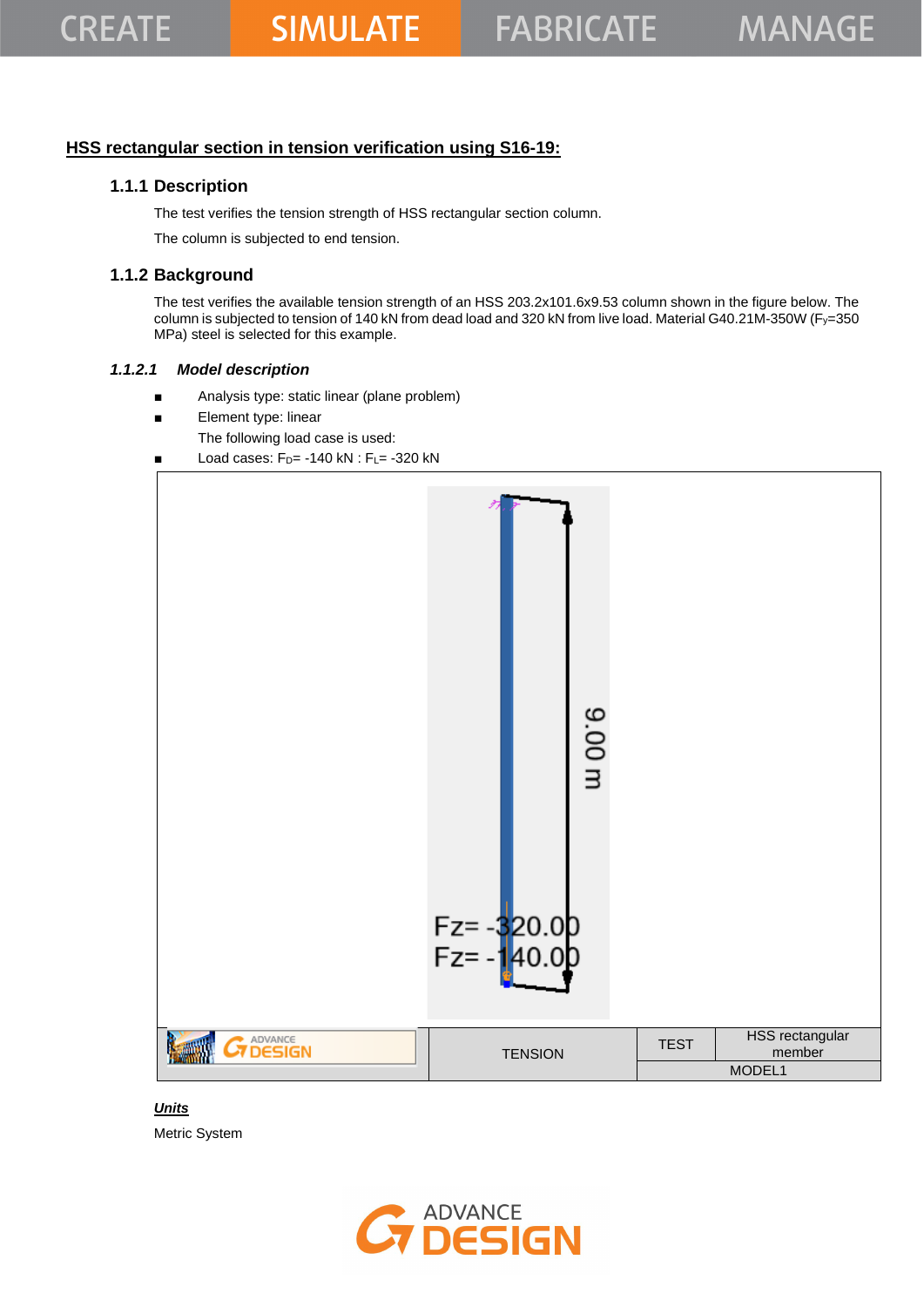## HSS rectangular section in tension verification using S16-19:

### 1.1.1 Description

The test verifies the tension strength of HSS rectangular section column.

The column is subjected to end tension.

### 1.1.2 Background

The test verifies the available tension strength of an HSS 203.2x101.6x9.53 column shown in the figure below. The column is subjected to tension of 140 kN from dead load and 320 kN from live load. Material G40.21M-350W ($F_y$=350 MPa) steel is selected for this example.

#### *1.1.2.1 Model description*

- Analysis type: static linear (plane problem)
- Element type: linear

The following load case is used:

- Load cases: $F_D$= -140 kN : $F_L$= -320 kN

| | TENSION | TEST | HSS rectangular member |
|---|---|---|---|
| | | MODEL1 | |

***Units***

Metric System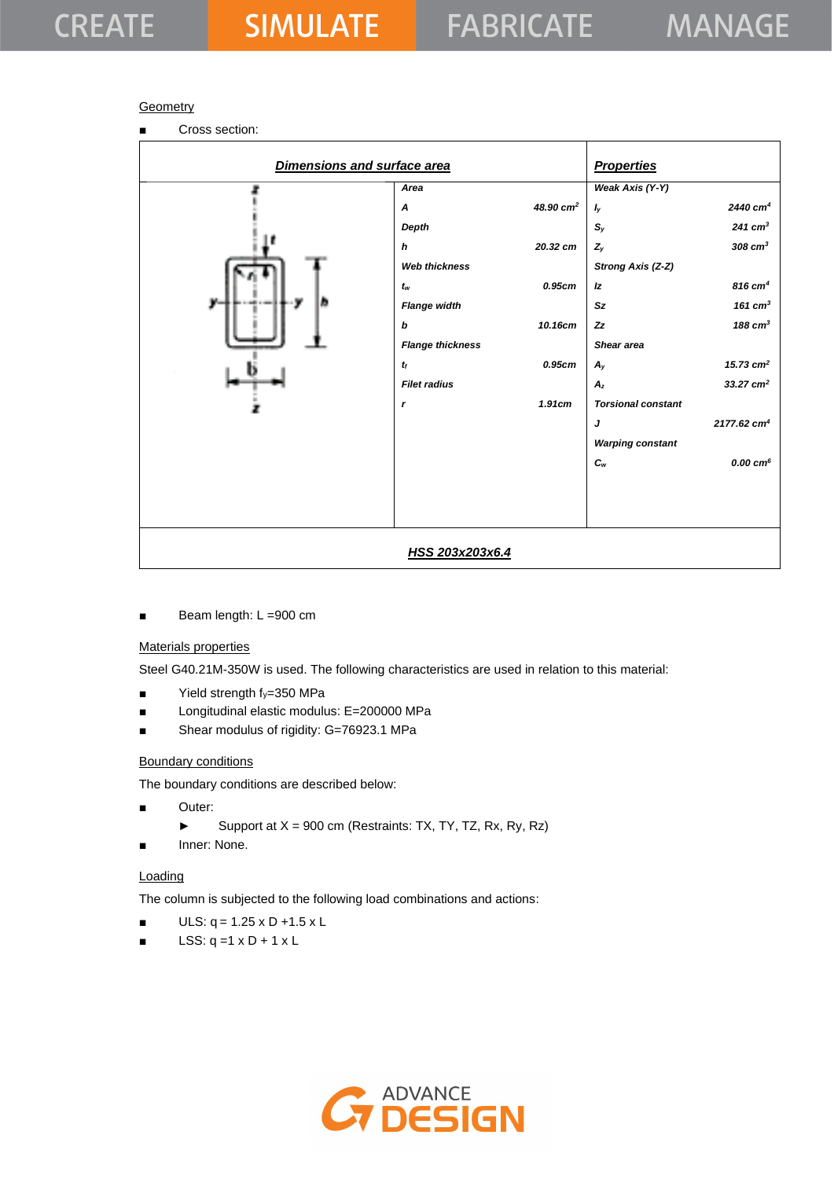Geometry

- Cross section:

| Dimensions and surface area | | Properties | |
|---|---|---|---|
| Area | | Weak Axis (Y-Y) | |
| A | 48.90 cm² | $I_y$ | 2440 cm⁴ |
| Depth | | $S_y$ | 241 cm³ |
| h | 20.32 cm | $Z_y$ | 308 cm³ |
| Web thickness | | Strong Axis (Z-Z) | |
| $t_w$ | 0.95cm | Iz | 816 cm⁴ |
| Flange width | | Sz | 161 cm³ |
| b | 10.16cm | Zz | 188 cm³ |
| Flange thickness | | Shear area | |
| $t_f$ | 0.95cm | $A_y$ | 15.73 cm² |
| Filet radius | | $A_z$ | 33.27 cm² |
| r | 1.91cm | Torsional constant | |
| | | J | 2177.62 cm⁴ |
| | | Warping constant | |
| | | $C_w$ | 0.00 cm⁶ |

HSS 203x203x6.4

- Beam length: L =900 cm

Materials properties

Steel G40.21M-350W is used. The following characteristics are used in relation to this material:

- Yield strength $f_y$=350 MPa
- Longitudinal elastic modulus: E=200000 MPa
- Shear modulus of rigidity: G=76923.1 MPa

Boundary conditions

The boundary conditions are described below:

- Outer:
  - Support at X = 900 cm (Restraints: TX, TY, TZ, Rx, Ry, Rz)
- Inner: None.

Loading

The column is subjected to the following load combinations and actions:

- ULS: q = 1.25 x D +1.5 x L
- LSS: q =1 x D + 1 x L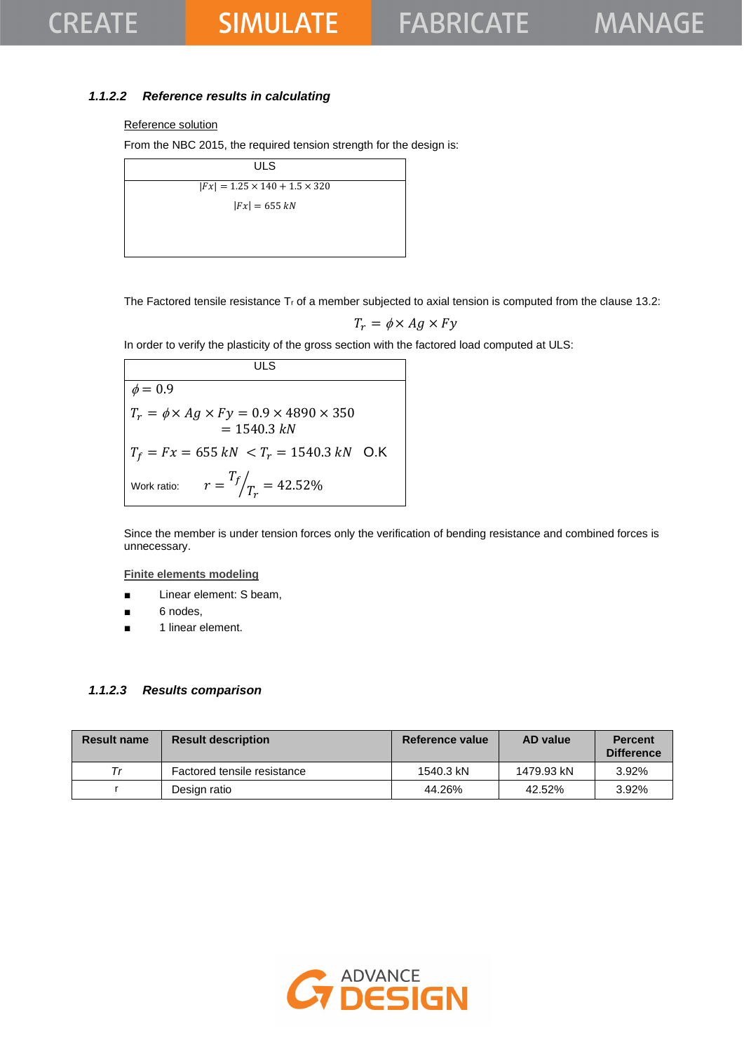### 1.1.2.2 *Reference results in calculating*

Reference solution

From the NBC 2015, the required tension strength for the design is:

| ULS |
|---|
| $\|Fx\| = 1.25 \times 140 + 1.5 \times 320$<br>$\|Fx\| = 655\ kN$ |

The Factored tensile resistance $T_r$ of a member subjected to axial tension is computed from the clause 13.2:

$$T_r = \phi \times Ag \times Fy$$

In order to verify the plasticity of the gross section with the factored load computed at ULS:

| ULS |
|---|
| $\phi = 0.9$<br>$T_r = \phi \times Ag \times Fy = 0.9 \times 4890 \times 350 = 1540.3\ kN$<br>$T_f = Fx = 655\ kN < T_r = 1540.3\ kN$ O.K<br>Work ratio: $r = {T_f}/{T_r} = 42.52\%$ |

Since the member is under tension forces only the verification of bending resistance and combined forces is unnecessary.

Finite elements modeling

- Linear element: S beam,
- 6 nodes,
- 1 linear element.

### 1.1.2.3 *Results comparison*

| Result name | Result description | Reference value | AD value | Percent Difference |
|---|---|---|---|---|
| *Tr* | Factored tensile resistance | 1540.3 kN | 1479.93 kN | 3.92% |
| r | Design ratio | 44.26% | 42.52% | 3.92% |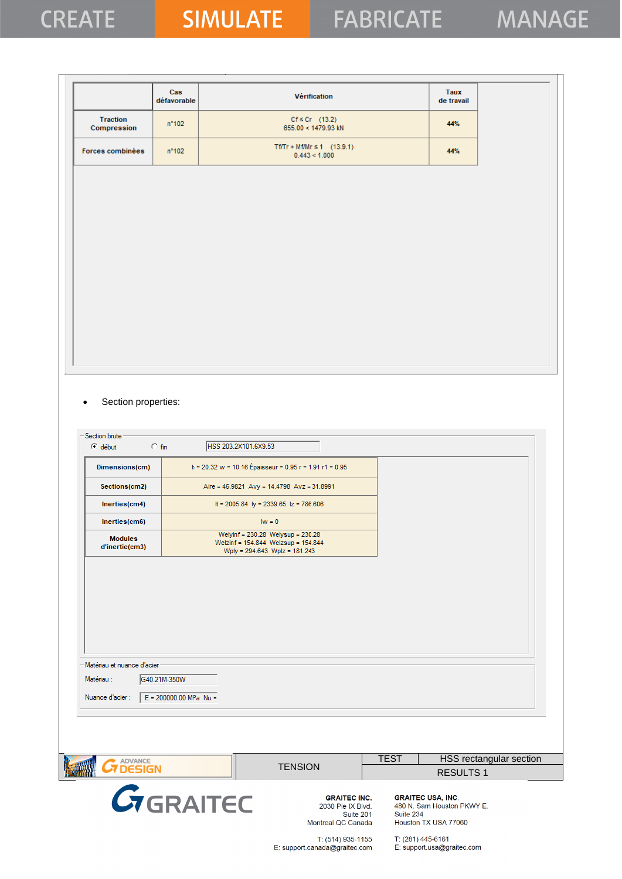| | Cas défavorable | Vérification | Taux de travail |
|---|---|---|---|
| Traction Compression | n°102 | Cf ≤ Cr (13.2) 655.00 < 1479.93 kN | **44%** |
| Forces combinées | n°102 | Tf/Tr + Mf/Mr ≤ 1 (13.9.1) 0.443 < 1.000 | **44%** |

- Section properties:

Section brute

(•) début ( ) fin HSS 203.2X101.6X9.53

| | |
|---|---|
| **Dimensions(cm)** | h = 20.32 w = 10.16 Épaisseur = 0.95 r = 1.91 r1 = 0.95 |
| **Sections(cm2)** | Aire = 46.9821 Avy = 14.4798 Avz = 31.8991 |
| **Inerties(cm4)** | It = 2005.84 Iy = 2339.65 Iz = 786.606 |
| **Inerties(cm6)** | Iw = 0 |
| **Modules d'inertie(cm3)** | Welyinf = 230.28 Welysup = 230.28 Welzinf = 154.844 Welzsup = 154.844 Wply = 294.643 Wplz = 181.243 |

Matériau et nuance d'acier

Matériau : G40.21M-350W

Nuance d'acier : E = 200000.00 MPa Nu =

| | | | |
|---|---|---|---|
| ADVANCE DESIGN | TENSION | TEST | HSS rectangular section |
| | | RESULTS 1 | |